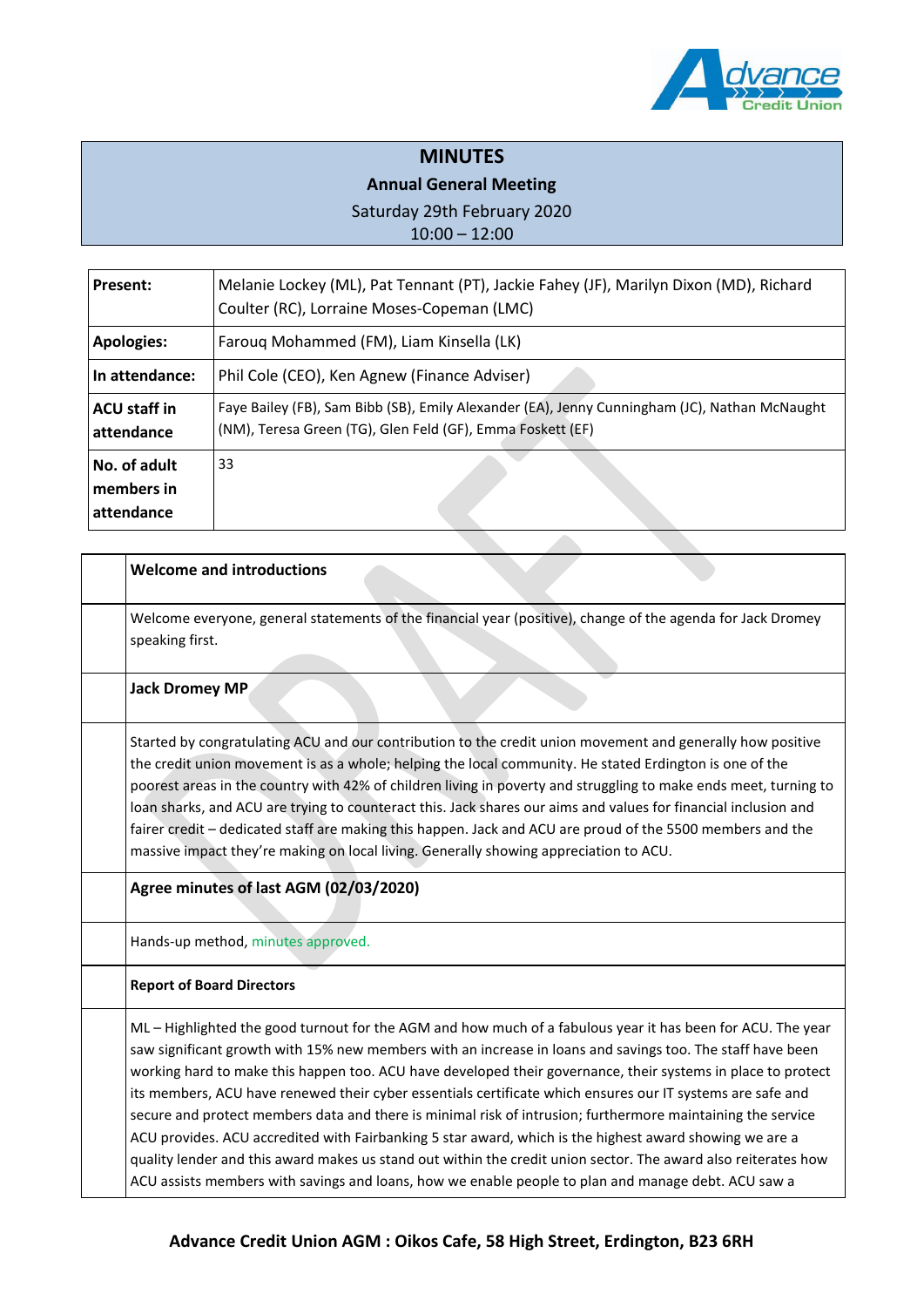# MINUTES

## Annual General Meeting

Saturday 29th February 2020
10:00 – 12:00

| | |
|---|---|
| **Present:** | Melanie Lockey (ML), Pat Tennant (PT), Jackie Fahey (JF), Marilyn Dixon (MD), Richard Coulter (RC), Lorraine Moses-Copeman (LMC) |
| **Apologies:** | Farouq Mohammed (FM), Liam Kinsella (LK) |
| **In attendance:** | Phil Cole (CEO), Ken Agnew (Finance Adviser) |
| **ACU staff in attendance** | Faye Bailey (FB), Sam Bibb (SB), Emily Alexander (EA), Jenny Cunningham (JC), Nathan McNaught (NM), Teresa Green (TG), Glen Feld (GF), Emma Foskett (EF) |
| **No. of adult members in attendance** | 33 |

| | |
|---|---|
| | **Welcome and introductions** |
| | Welcome everyone, general statements of the financial year (positive), change of the agenda for Jack Dromey speaking first. |
| | **Jack Dromey MP** |
| | Started by congratulating ACU and our contribution to the credit union movement and generally how positive the credit union movement is as a whole; helping the local community. He stated Erdington is one of the poorest areas in the country with 42% of children living in poverty and struggling to make ends meet, turning to loan sharks, and ACU are trying to counteract this. Jack shares our aims and values for financial inclusion and fairer credit – dedicated staff are making this happen. Jack and ACU are proud of the 5500 members and the massive impact they're making on local living. Generally showing appreciation to ACU. |
| | **Agree minutes of last AGM (02/03/2020)** |
| | Hands-up method, minutes approved. |
| | **Report of Board Directors** |
| | ML – Highlighted the good turnout for the AGM and how much of a fabulous year it has been for ACU. The year saw significant growth with 15% new members with an increase in loans and savings too. The staff have been working hard to make this happen too. ACU have developed their governance, their systems in place to protect its members, ACU have renewed their cyber essentials certificate which ensures our IT systems are safe and secure and protect members data and there is minimal risk of intrusion; furthermore maintaining the service ACU provides. ACU accredited with Fairbanking 5 star award, which is the highest award showing we are a quality lender and this award makes us stand out within the credit union sector. The award also reiterates how ACU assists members with savings and loans, how we enable people to plan and manage debt. ACU saw a |

**Advance Credit Union AGM : Oikos Cafe, 58 High Street, Erdington, B23 6RH**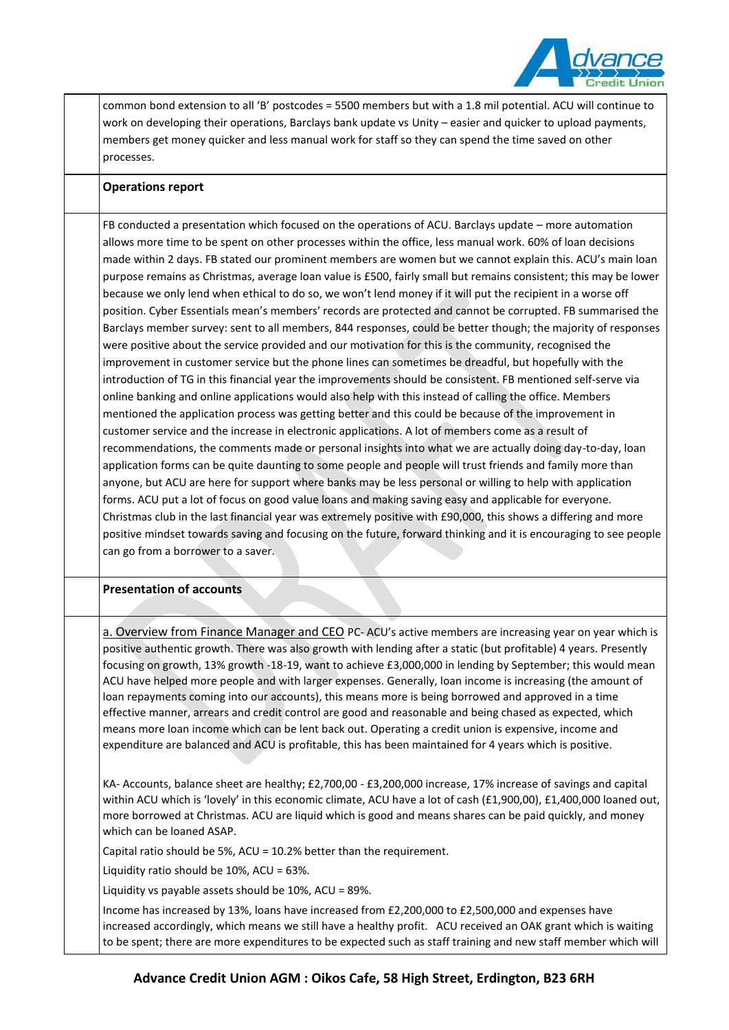common bond extension to all 'B' postcodes = 5500 members but with a 1.8 mil potential. ACU will continue to work on developing their operations, Barclays bank update vs Unity – easier and quicker to upload payments, members get money quicker and less manual work for staff so they can spend the time saved on other processes.

**Operations report**

FB conducted a presentation which focused on the operations of ACU. Barclays update – more automation allows more time to be spent on other processes within the office, less manual work. 60% of loan decisions made within 2 days. FB stated our prominent members are women but we cannot explain this. ACU's main loan purpose remains as Christmas, average loan value is £500, fairly small but remains consistent; this may be lower because we only lend when ethical to do so, we won't lend money if it will put the recipient in a worse off position. Cyber Essentials mean's members' records are protected and cannot be corrupted. FB summarised the Barclays member survey: sent to all members, 844 responses, could be better though; the majority of responses were positive about the service provided and our motivation for this is the community, recognised the improvement in customer service but the phone lines can sometimes be dreadful, but hopefully with the introduction of TG in this financial year the improvements should be consistent. FB mentioned self-serve via online banking and online applications would also help with this instead of calling the office. Members mentioned the application process was getting better and this could be because of the improvement in customer service and the increase in electronic applications. A lot of members come as a result of recommendations, the comments made or personal insights into what we are actually doing day-to-day, loan application forms can be quite daunting to some people and people will trust friends and family more than anyone, but ACU are here for support where banks may be less personal or willing to help with application forms. ACU put a lot of focus on good value loans and making saving easy and applicable for everyone. Christmas club in the last financial year was extremely positive with £90,000, this shows a differing and more positive mindset towards saving and focusing on the future, forward thinking and it is encouraging to see people can go from a borrower to a saver.

**Presentation of accounts**

a. Overview from Finance Manager and CEO PC- ACU's active members are increasing year on year which is positive authentic growth. There was also growth with lending after a static (but profitable) 4 years. Presently focusing on growth, 13% growth -18-19, want to achieve £3,000,000 in lending by September; this would mean ACU have helped more people and with larger expenses. Generally, loan income is increasing (the amount of loan repayments coming into our accounts), this means more is being borrowed and approved in a time effective manner, arrears and credit control are good and reasonable and being chased as expected, which means more loan income which can be lent back out. Operating a credit union is expensive, income and expenditure are balanced and ACU is profitable, this has been maintained for 4 years which is positive.

KA- Accounts, balance sheet are healthy; £2,700,00 - £3,200,000 increase, 17% increase of savings and capital within ACU which is 'lovely' in this economic climate, ACU have a lot of cash (£1,900,00), £1,400,000 loaned out, more borrowed at Christmas. ACU are liquid which is good and means shares can be paid quickly, and money which can be loaned ASAP.

Capital ratio should be 5%, ACU = 10.2% better than the requirement.

Liquidity ratio should be 10%, ACU = 63%.

Liquidity vs payable assets should be 10%, ACU = 89%.

Income has increased by 13%, loans have increased from £2,200,000 to £2,500,000 and expenses have increased accordingly, which means we still have a healthy profit. ACU received an OAK grant which is waiting to be spent; there are more expenditures to be expected such as staff training and new staff member which will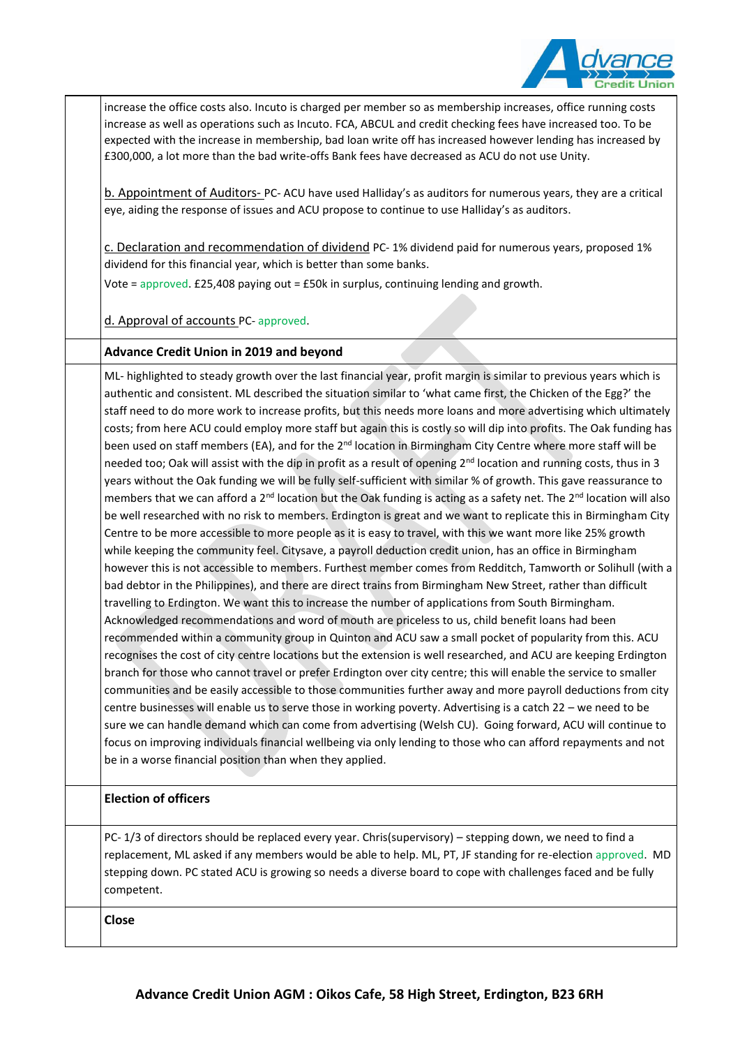increase the office costs also. Incuto is charged per member so as membership increases, office running costs increase as well as operations such as Incuto. FCA, ABCUL and credit checking fees have increased too. To be expected with the increase in membership, bad loan write off has increased however lending has increased by £300,000, a lot more than the bad write-offs Bank fees have decreased as ACU do not use Unity.

b. Appointment of Auditors- PC- ACU have used Halliday's as auditors for numerous years, they are a critical eye, aiding the response of issues and ACU propose to continue to use Halliday's as auditors.

c. Declaration and recommendation of dividend PC- 1% dividend paid for numerous years, proposed 1% dividend for this financial year, which is better than some banks.

Vote = approved. £25,408 paying out = £50k in surplus, continuing lending and growth.

d. Approval of accounts PC- approved.

**Advance Credit Union in 2019 and beyond**

ML- highlighted to steady growth over the last financial year, profit margin is similar to previous years which is authentic and consistent. ML described the situation similar to 'what came first, the Chicken of the Egg?' the staff need to do more work to increase profits, but this needs more loans and more advertising which ultimately costs; from here ACU could employ more staff but again this is costly so will dip into profits. The Oak funding has been used on staff members (EA), and for the 2nd location in Birmingham City Centre where more staff will be needed too; Oak will assist with the dip in profit as a result of opening 2nd location and running costs, thus in 3 years without the Oak funding we will be fully self-sufficient with similar % of growth. This gave reassurance to members that we can afford a 2nd location but the Oak funding is acting as a safety net. The 2nd location will also be well researched with no risk to members. Erdington is great and we want to replicate this in Birmingham City Centre to be more accessible to more people as it is easy to travel, with this we want more like 25% growth while keeping the community feel. Citysave, a payroll deduction credit union, has an office in Birmingham however this is not accessible to members. Furthest member comes from Redditch, Tamworth or Solihull (with a bad debtor in the Philippines), and there are direct trains from Birmingham New Street, rather than difficult travelling to Erdington. We want this to increase the number of applications from South Birmingham. Acknowledged recommendations and word of mouth are priceless to us, child benefit loans had been recommended within a community group in Quinton and ACU saw a small pocket of popularity from this. ACU recognises the cost of city centre locations but the extension is well researched, and ACU are keeping Erdington branch for those who cannot travel or prefer Erdington over city centre; this will enable the service to smaller communities and be easily accessible to those communities further away and more payroll deductions from city centre businesses will enable us to serve those in working poverty. Advertising is a catch 22 – we need to be sure we can handle demand which can come from advertising (Welsh CU). Going forward, ACU will continue to focus on improving individuals financial wellbeing via only lending to those who can afford repayments and not be in a worse financial position than when they applied.

**Election of officers**

PC- 1/3 of directors should be replaced every year. Chris(supervisory) – stepping down, we need to find a replacement, ML asked if any members would be able to help. ML, PT, JF standing for re-election approved. MD stepping down. PC stated ACU is growing so needs a diverse board to cope with challenges faced and be fully competent.

**Close**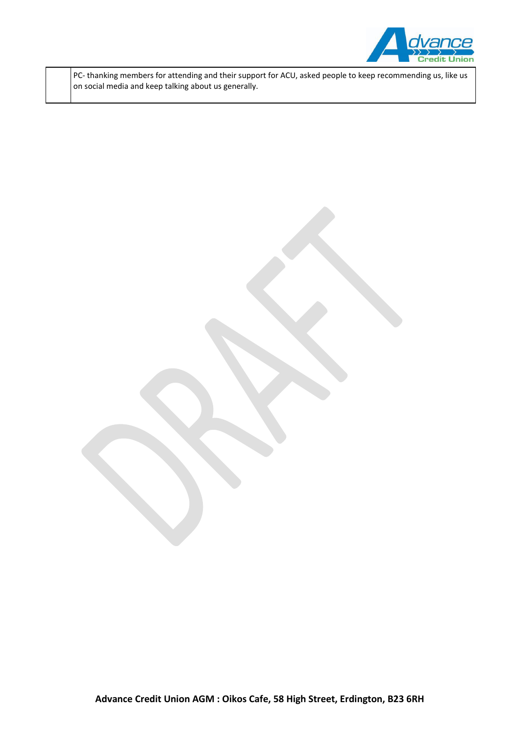| | |
|---|---|
| | PC- thanking members for attending and their support for ACU, asked people to keep recommending us, like us on social media and keep talking about us generally. |